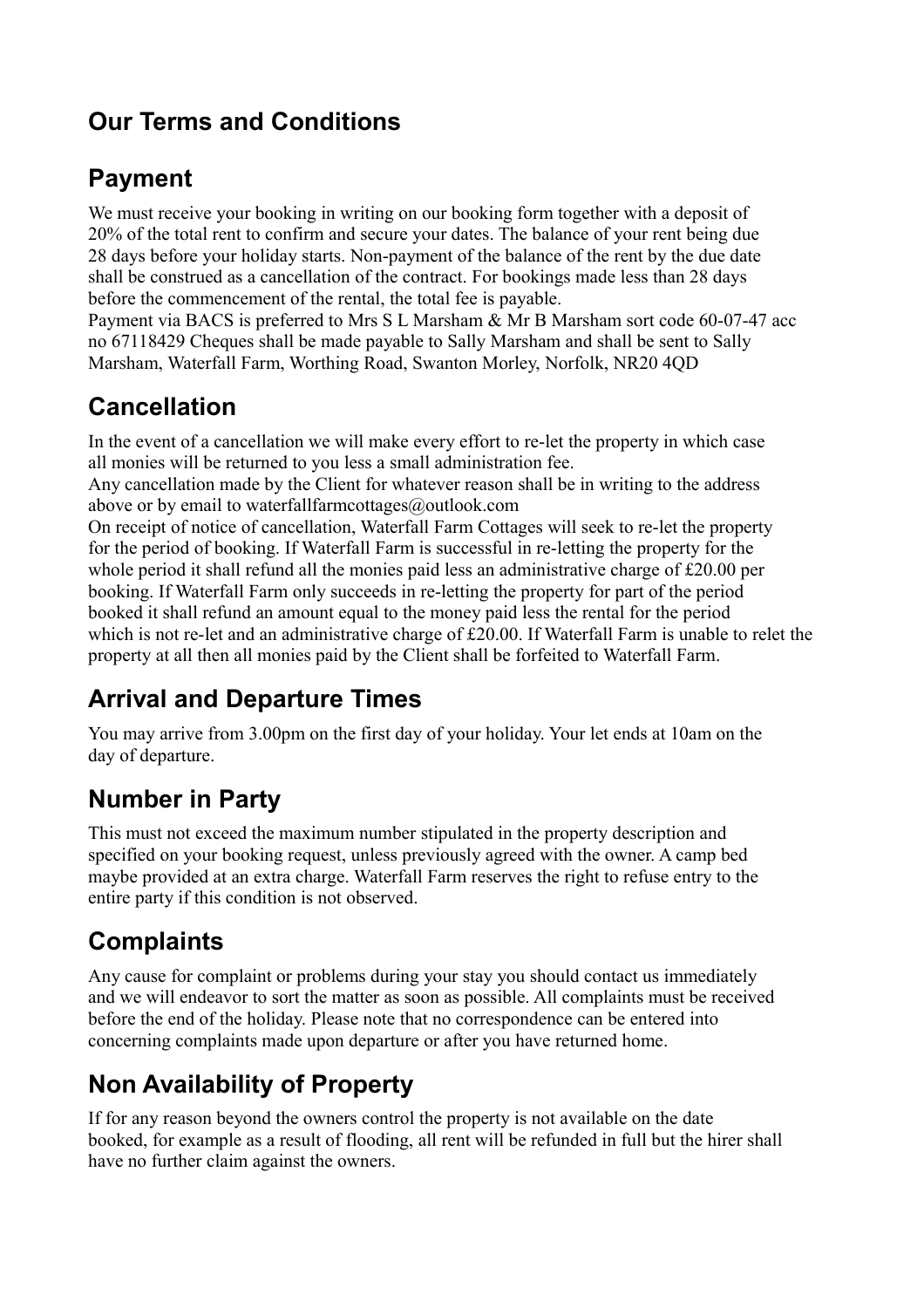# Our Terms and Conditions

## Payment

We must receive your booking in writing on our booking form together with a deposit of 20% of the total rent to confirm and secure your dates. The balance of your rent being due 28 days before your holiday starts. Non-payment of the balance of the rent by the due date shall be construed as a cancellation of the contract. For bookings made less than 28 days before the commencement of the rental, the total fee is payable.
Payment via BACS is preferred to Mrs S L Marsham & Mr B Marsham sort code 60-07-47 acc no 67118429 Cheques shall be made payable to Sally Marsham and shall be sent to Sally Marsham, Waterfall Farm, Worthing Road, Swanton Morley, Norfolk, NR20 4QD

## Cancellation

In the event of a cancellation we will make every effort to re-let the property in which case all monies will be returned to you less a small administration fee.
Any cancellation made by the Client for whatever reason shall be in writing to the address above or by email to waterfallfarmcottages@outlook.com
On receipt of notice of cancellation, Waterfall Farm Cottages will seek to re-let the property for the period of booking. If Waterfall Farm is successful in re-letting the property for the whole period it shall refund all the monies paid less an administrative charge of £20.00 per booking. If Waterfall Farm only succeeds in re-letting the property for part of the period booked it shall refund an amount equal to the money paid less the rental for the period which is not re-let and an administrative charge of £20.00. If Waterfall Farm is unable to relet the property at all then all monies paid by the Client shall be forfeited to Waterfall Farm.

## Arrival and Departure Times

You may arrive from 3.00pm on the first day of your holiday. Your let ends at 10am on the day of departure.

## Number in Party

This must not exceed the maximum number stipulated in the property description and specified on your booking request, unless previously agreed with the owner. A camp bed maybe provided at an extra charge. Waterfall Farm reserves the right to refuse entry to the entire party if this condition is not observed.

## Complaints

Any cause for complaint or problems during your stay you should contact us immediately and we will endeavor to sort the matter as soon as possible. All complaints must be received before the end of the holiday. Please note that no correspondence can be entered into concerning complaints made upon departure or after you have returned home.

## Non Availability of Property

If for any reason beyond the owners control the property is not available on the date booked, for example as a result of flooding, all rent will be refunded in full but the hirer shall have no further claim against the owners.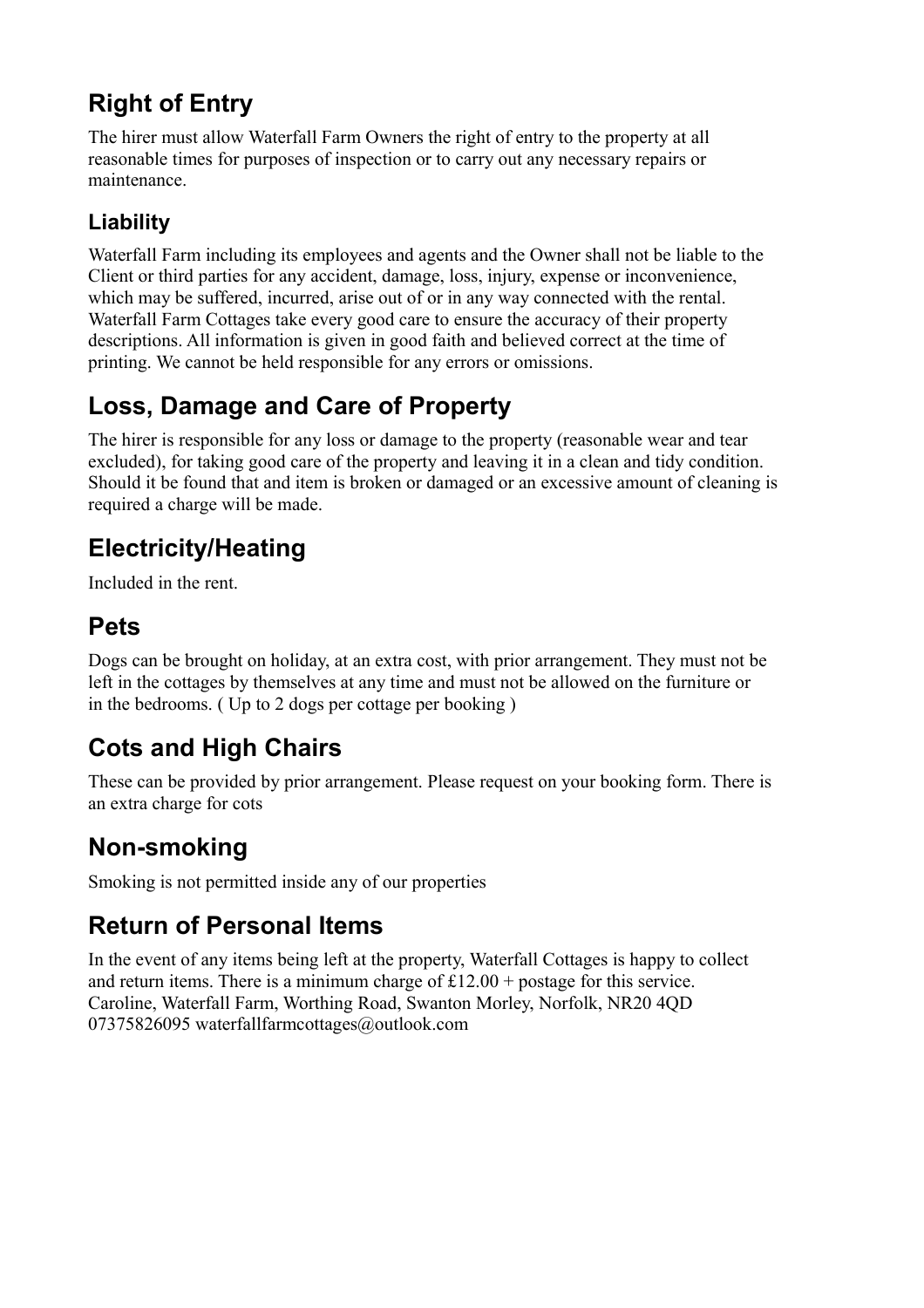## Right of Entry

The hirer must allow Waterfall Farm Owners the right of entry to the property at all reasonable times for purposes of inspection or to carry out any necessary repairs or maintenance.

### Liability

Waterfall Farm including its employees and agents and the Owner shall not be liable to the Client or third parties for any accident, damage, loss, injury, expense or inconvenience, which may be suffered, incurred, arise out of or in any way connected with the rental. Waterfall Farm Cottages take every good care to ensure the accuracy of their property descriptions. All information is given in good faith and believed correct at the time of printing. We cannot be held responsible for any errors or omissions.

## Loss, Damage and Care of Property

The hirer is responsible for any loss or damage to the property (reasonable wear and tear excluded), for taking good care of the property and leaving it in a clean and tidy condition. Should it be found that and item is broken or damaged or an excessive amount of cleaning is required a charge will be made.

## Electricity/Heating

Included in the rent.

## Pets

Dogs can be brought on holiday, at an extra cost, with prior arrangement. They must not be left in the cottages by themselves at any time and must not be allowed on the furniture or in the bedrooms. ( Up to 2 dogs per cottage per booking )

## Cots and High Chairs

These can be provided by prior arrangement. Please request on your booking form. There is an extra charge for cots

## Non-smoking

Smoking is not permitted inside any of our properties

## Return of Personal Items

In the event of any items being left at the property, Waterfall Cottages is happy to collect and return items. There is a minimum charge of £12.00 + postage for this service.
Caroline, Waterfall Farm, Worthing Road, Swanton Morley, Norfolk, NR20 4QD
07375826095 waterfallfarmcottages@outlook.com